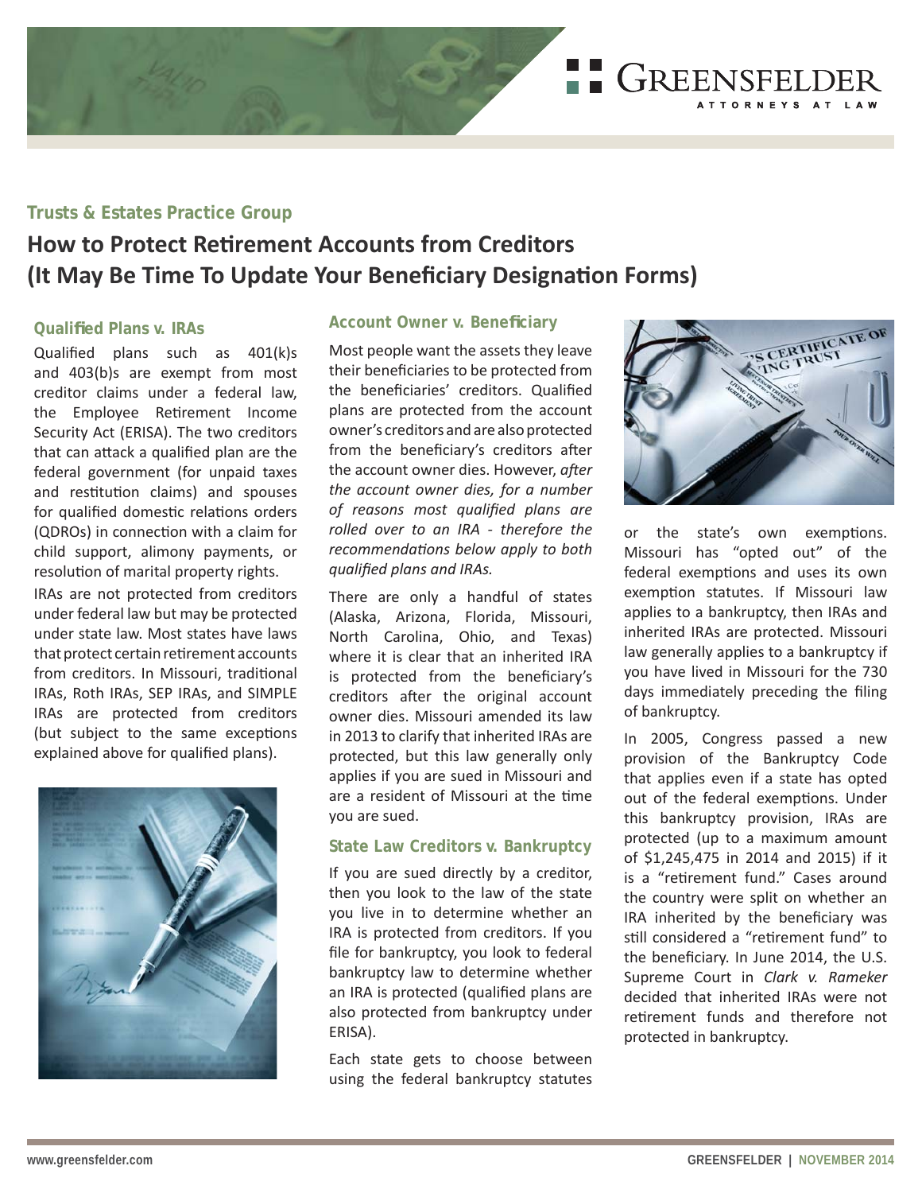GREENSFELDER
ATTORNEYS AT LAW

## Trusts & Estates Practice Group

# How to Protect Retirement Accounts from Creditors (It May Be Time To Update Your Beneficiary Designation Forms)

### Qualified Plans v. IRAs

Qualified plans such as 401(k)s and 403(b)s are exempt from most creditor claims under a federal law, the Employee Retirement Income Security Act (ERISA). The two creditors that can attack a qualified plan are the federal government (for unpaid taxes and restitution claims) and spouses for qualified domestic relations orders (QDROs) in connection with a claim for child support, alimony payments, or resolution of marital property rights.

IRAs are not protected from creditors under federal law but may be protected under state law. Most states have laws that protect certain retirement accounts from creditors. In Missouri, traditional IRAs, Roth IRAs, SEP IRAs, and SIMPLE IRAs are protected from creditors (but subject to the same exceptions explained above for qualified plans).

### Account Owner v. Beneficiary

Most people want the assets they leave their beneficiaries to be protected from the beneficiaries' creditors. Qualified plans are protected from the account owner's creditors and are also protected from the beneficiary's creditors after the account owner dies. However, *after the account owner dies, for a number of reasons most qualified plans are rolled over to an IRA - therefore the recommendations below apply to both qualified plans and IRAs.*

There are only a handful of states (Alaska, Arizona, Florida, Missouri, North Carolina, Ohio, and Texas) where it is clear that an inherited IRA is protected from the beneficiary's creditors after the original account owner dies. Missouri amended its law in 2013 to clarify that inherited IRAs are protected, but this law generally only applies if you are sued in Missouri and are a resident of Missouri at the time you are sued.

### State Law Creditors v. Bankruptcy

If you are sued directly by a creditor, then you look to the law of the state you live in to determine whether an IRA is protected from creditors. If you file for bankruptcy, you look to federal bankruptcy law to determine whether an IRA is protected (qualified plans are also protected from bankruptcy under ERISA).

Each state gets to choose between using the federal bankruptcy statutes or the state's own exemptions. Missouri has "opted out" of the federal exemptions and uses its own exemption statutes. If Missouri law applies to a bankruptcy, then IRAs and inherited IRAs are protected. Missouri law generally applies to a bankruptcy if you have lived in Missouri for the 730 days immediately preceding the filing of bankruptcy.

In 2005, Congress passed a new provision of the Bankruptcy Code that applies even if a state has opted out of the federal exemptions. Under this bankruptcy provision, IRAs are protected (up to a maximum amount of $1,245,475 in 2014 and 2015) if it is a "retirement fund." Cases around the country were split on whether an IRA inherited by the beneficiary was still considered a "retirement fund" to the beneficiary. In June 2014, the U.S. Supreme Court in *Clark v. Rameker* decided that inherited IRAs were not retirement funds and therefore not protected in bankruptcy.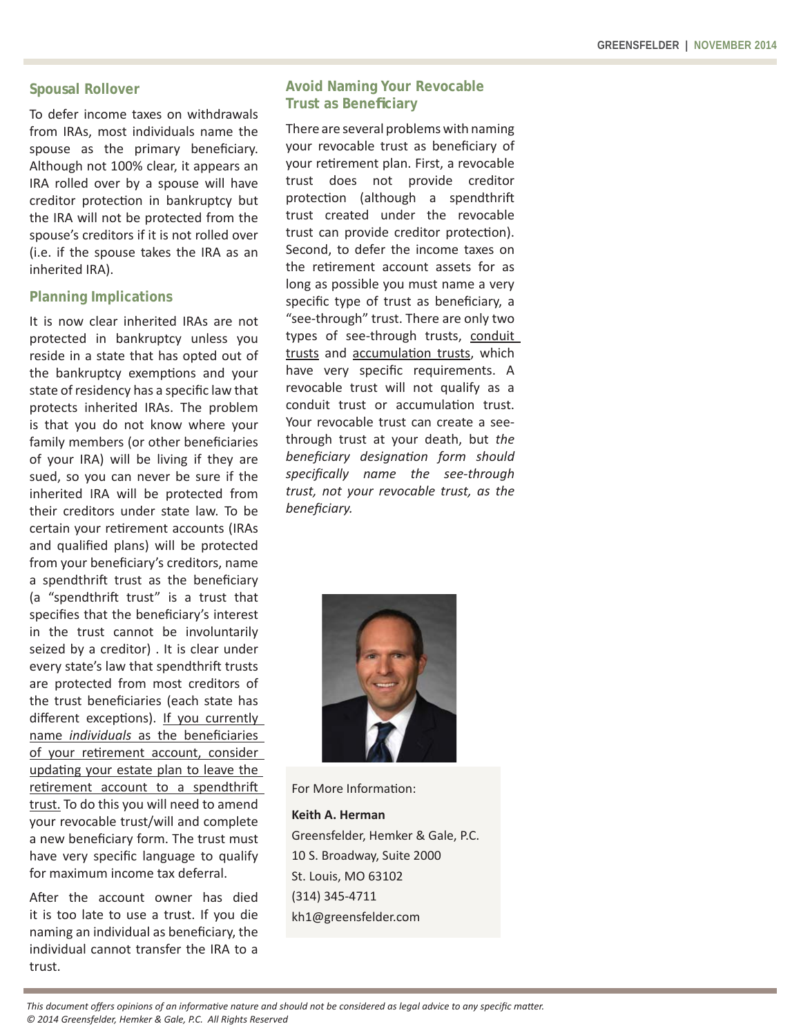## Spousal Rollover

To defer income taxes on withdrawals from IRAs, most individuals name the spouse as the primary beneficiary. Although not 100% clear, it appears an IRA rolled over by a spouse will have creditor protection in bankruptcy but the IRA will not be protected from the spouse's creditors if it is not rolled over (i.e. if the spouse takes the IRA as an inherited IRA).

## Planning Implications

It is now clear inherited IRAs are not protected in bankruptcy unless you reside in a state that has opted out of the bankruptcy exemptions and your state of residency has a specific law that protects inherited IRAs. The problem is that you do not know where your family members (or other beneficiaries of your IRA) will be living if they are sued, so you can never be sure if the inherited IRA will be protected from their creditors under state law. To be certain your retirement accounts (IRAs and qualified plans) will be protected from your beneficiary's creditors, name a spendthrift trust as the beneficiary (a "spendthrift trust" is a trust that specifies that the beneficiary's interest in the trust cannot be involuntarily seized by a creditor) . It is clear under every state's law that spendthrift trusts are protected from most creditors of the trust beneficiaries (each state has different exceptions). If you currently name *individuals* as the beneficiaries of your retirement account, consider updating your estate plan to leave the retirement account to a spendthrift trust. To do this you will need to amend your revocable trust/will and complete a new beneficiary form. The trust must have very specific language to qualify for maximum income tax deferral.

After the account owner has died it is too late to use a trust. If you die naming an individual as beneficiary, the individual cannot transfer the IRA to a trust.

## Avoid Naming Your Revocable Trust as Beneficiary

There are several problems with naming your revocable trust as beneficiary of your retirement plan. First, a revocable trust does not provide creditor protection (although a spendthrift trust created under the revocable trust can provide creditor protection). Second, to defer the income taxes on the retirement account assets for as long as possible you must name a very specific type of trust as beneficiary, a "see-through" trust. There are only two types of see-through trusts, conduit trusts and accumulation trusts, which have very specific requirements. A revocable trust will not qualify as a conduit trust or accumulation trust. Your revocable trust can create a see-through trust at your death, but *the beneficiary designation form should specifically name the see-through trust, not your revocable trust, as the beneficiary.*

For More Information:

**Keith A. Herman**
Greensfelder, Hemker & Gale, P.C.
10 S. Broadway, Suite 2000
St. Louis, MO 63102
(314) 345-4711
kh1@greensfelder.com

*This document offers opinions of an informative nature and should not be considered as legal advice to any specific matter.*
*© 2014 Greensfelder, Hemker & Gale, P.C. All Rights Reserved*